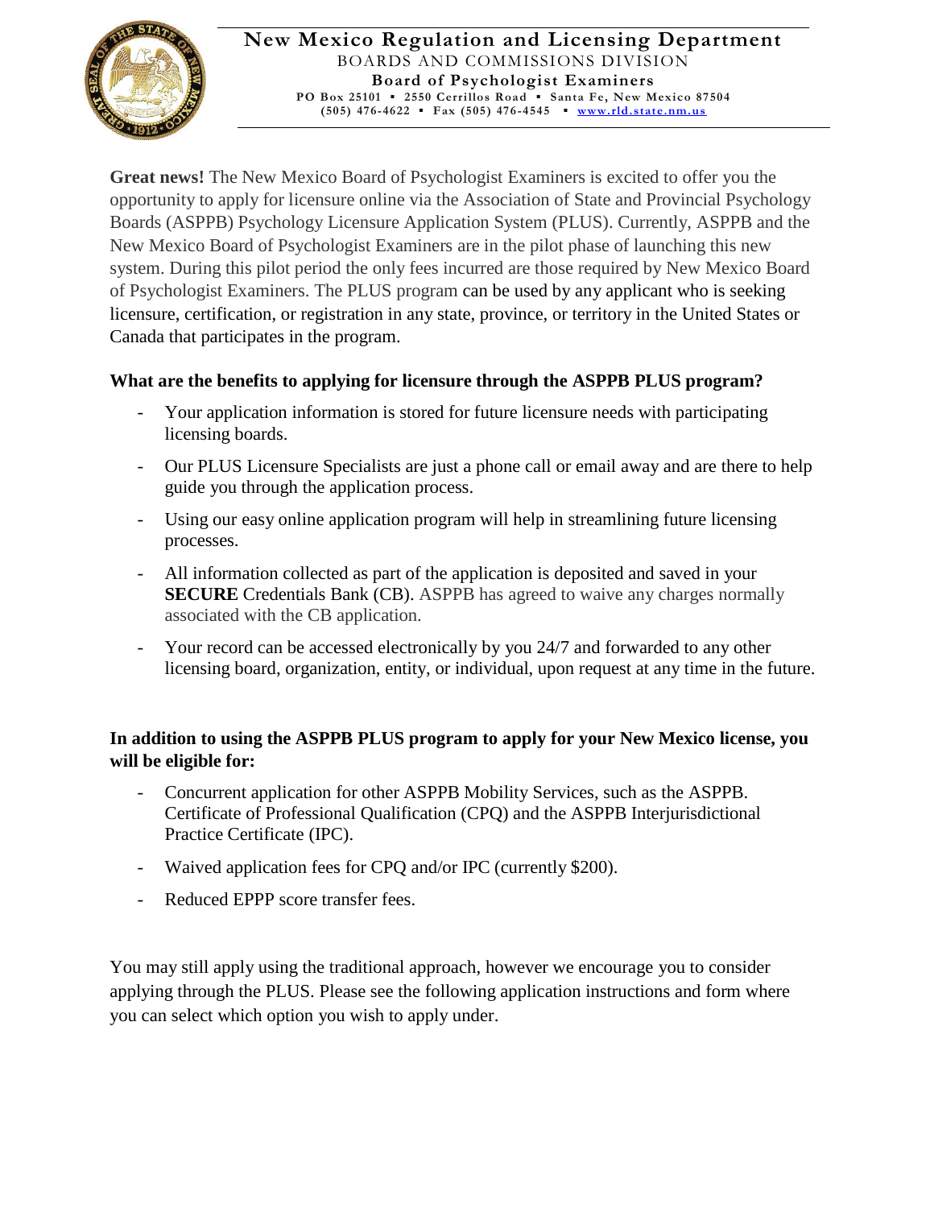**New Mexico Regulation and Licensing Department**
BOARDS AND COMMISSIONS DIVISION
**Board of Psychologist Examiners**
**PO Box 25101 ▪ 2550 Cerrillos Road ▪ Santa Fe, New Mexico 87504**
**(505) 476-4622 ▪ Fax (505) 476-4545 ▪ www.rld.state.nm.us**

**Great news!** The New Mexico Board of Psychologist Examiners is excited to offer you the opportunity to apply for licensure online via the Association of State and Provincial Psychology Boards (ASPPB) Psychology Licensure Application System (PLUS). Currently, ASPPB and the New Mexico Board of Psychologist Examiners are in the pilot phase of launching this new system. During this pilot period the only fees incurred are those required by New Mexico Board of Psychologist Examiners. The PLUS program can be used by any applicant who is seeking licensure, certification, or registration in any state, province, or territory in the United States or Canada that participates in the program.

**What are the benefits to applying for licensure through the ASPPB PLUS program?**

- Your application information is stored for future licensure needs with participating licensing boards.
- Our PLUS Licensure Specialists are just a phone call or email away and are there to help guide you through the application process.
- Using our easy online application program will help in streamlining future licensing processes.
- All information collected as part of the application is deposited and saved in your **SECURE** Credentials Bank (CB). ASPPB has agreed to waive any charges normally associated with the CB application.
- Your record can be accessed electronically by you 24/7 and forwarded to any other licensing board, organization, entity, or individual, upon request at any time in the future.

**In addition to using the ASPPB PLUS program to apply for your New Mexico license, you will be eligible for:**

- Concurrent application for other ASPPB Mobility Services, such as the ASPPB. Certificate of Professional Qualification (CPQ) and the ASPPB Interjurisdictional Practice Certificate (IPC).
- Waived application fees for CPQ and/or IPC (currently $200).
- Reduced EPPP score transfer fees.

You may still apply using the traditional approach, however we encourage you to consider applying through the PLUS. Please see the following application instructions and form where you can select which option you wish to apply under.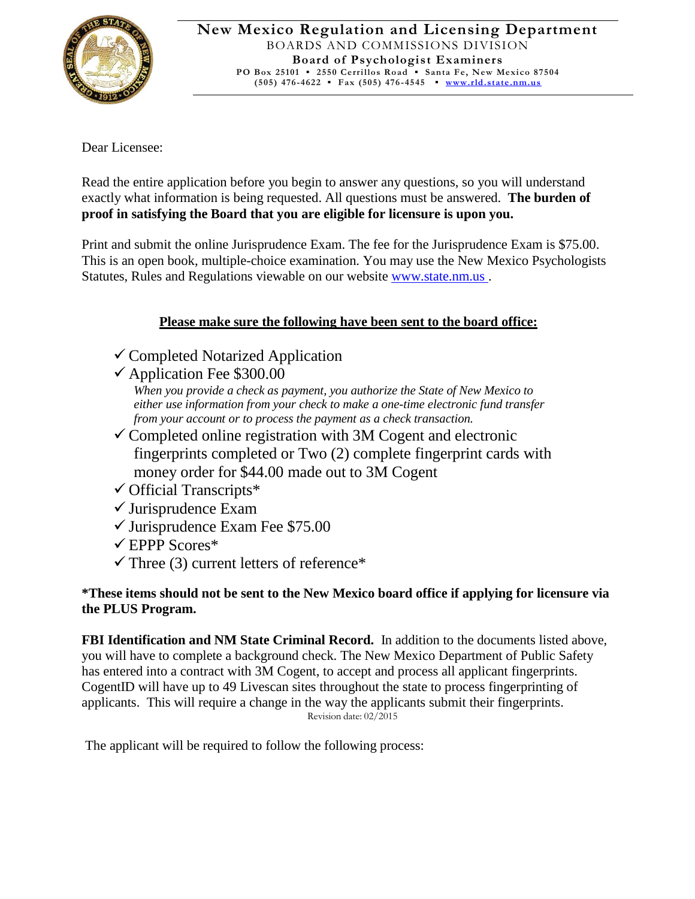**New Mexico Regulation and Licensing Department**
BOARDS AND COMMISSIONS DIVISION
**Board of Psychologist Examiners**
**PO Box 25101 ▪ 2550 Cerrillos Road ▪ Santa Fe, New Mexico 87504**
**(505) 476-4622 ▪ Fax (505) 476-4545 ▪ www.rld.state.nm.us**

Dear Licensee:

Read the entire application before you begin to answer any questions, so you will understand exactly what information is being requested. All questions must be answered. **The burden of proof in satisfying the Board that you are eligible for licensure is upon you.**

Print and submit the online Jurisprudence Exam. The fee for the Jurisprudence Exam is $75.00. This is an open book, multiple-choice examination. You may use the New Mexico Psychologists Statutes, Rules and Regulations viewable on our website www.state.nm.us .

**Please make sure the following have been sent to the board office:**

- ✓ Completed Notarized Application
- ✓ Application Fee $300.00
  *When you provide a check as payment, you authorize the State of New Mexico to either use information from your check to make a one-time electronic fund transfer from your account or to process the payment as a check transaction.*
- ✓ Completed online registration with 3M Cogent and electronic fingerprints completed or Two (2) complete fingerprint cards with money order for $44.00 made out to 3M Cogent
- ✓ Official Transcripts*
- ✓ Jurisprudence Exam
- ✓ Jurisprudence Exam Fee $75.00
- ✓ EPPP Scores*
- ✓ Three (3) current letters of reference*

**\*These items should not be sent to the New Mexico board office if applying for licensure via the PLUS Program.**

**FBI Identification and NM State Criminal Record.** In addition to the documents listed above, you will have to complete a background check. The New Mexico Department of Public Safety has entered into a contract with 3M Cogent, to accept and process all applicant fingerprints. CogentID will have up to 49 Livescan sites throughout the state to process fingerprinting of applicants. This will require a change in the way the applicants submit their fingerprints.

Revision date: 02/2015

The applicant will be required to follow the following process: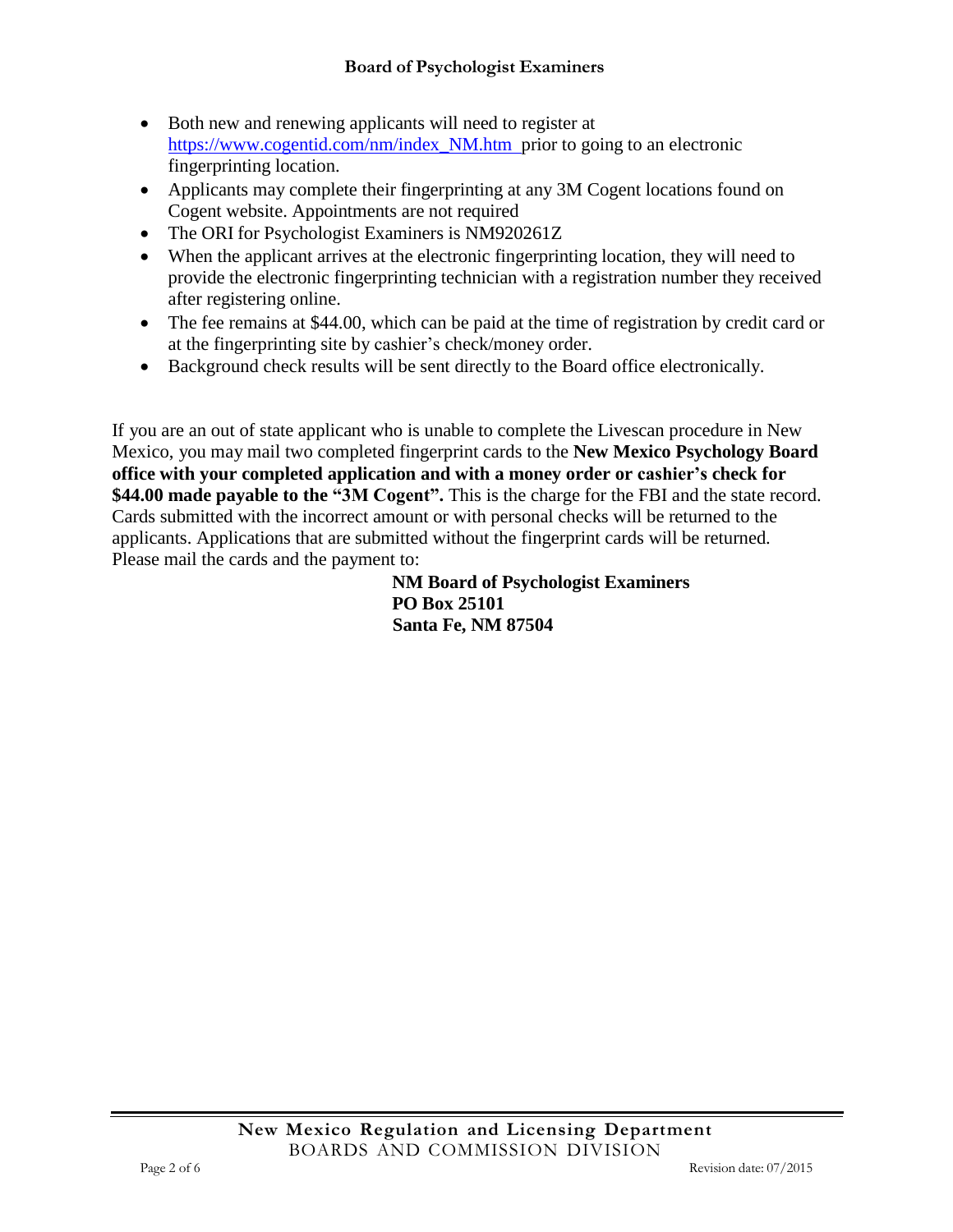- Both new and renewing applicants will need to register at [https://www.cogentid.com/nm/index_NM.htm](https://www.cogentid.com/nm/index_NM.htm) prior to going to an electronic fingerprinting location.
- Applicants may complete their fingerprinting at any 3M Cogent locations found on Cogent website. Appointments are not required
- The ORI for Psychologist Examiners is NM920261Z
- When the applicant arrives at the electronic fingerprinting location, they will need to provide the electronic fingerprinting technician with a registration number they received after registering online.
- The fee remains at $44.00, which can be paid at the time of registration by credit card or at the fingerprinting site by cashier's check/money order.
- Background check results will be sent directly to the Board office electronically.

If you are an out of state applicant who is unable to complete the Livescan procedure in New Mexico, you may mail two completed fingerprint cards to the **New Mexico Psychology Board office with your completed application and with a money order or cashier's check for $44.00 made payable to the "3M Cogent".** This is the charge for the FBI and the state record. Cards submitted with the incorrect amount or with personal checks will be returned to the applicants. Applications that are submitted without the fingerprint cards will be returned. Please mail the cards and the payment to:

**NM Board of Psychologist Examiners**
**PO Box 25101**
**Santa Fe, NM 87504**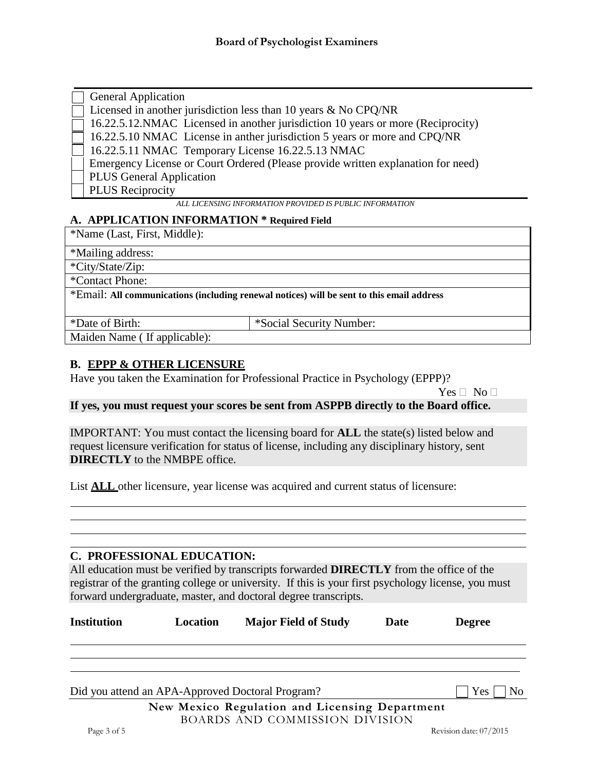**Board of Psychologist Examiners**

- ☐ General Application
- ☐ Licensed in another jurisdiction less than 10 years & No CPQ/NR
- ☐ 16.22.5.12.NMAC Licensed in another jurisdiction 10 years or more (Reciprocity)
- ☐ 16.22.5.10 NMAC License in anther jurisdiction 5 years or more and CPQ/NR
- ☐ 16.22.5.11 NMAC Temporary License 16.22.5.13 NMAC
- ☐ Emergency License or Court Ordered (Please provide written explanation for need)
- ☐ PLUS General Application
- ☐ PLUS Reciprocity

*ALL LICENSING INFORMATION PROVIDED IS PUBLIC INFORMATION*

## A. APPLICATION INFORMATION * Required Field

| *Name (Last, First, Middle): | |
|---|---|
| *Mailing address: | |
| *City/State/Zip: | |
| *Contact Phone: | |
| *Email: **All communications (including renewal notices) will be sent to this email address** | |
| *Date of Birth: | *Social Security Number: |
| Maiden Name ( If applicable): | |

## B. EPPP & OTHER LICENSURE

Have you taken the Examination for Professional Practice in Psychology (EPPP)?

Yes ☐ No ☐

**If yes, you must request your scores be sent from ASPPB directly to the Board office.**

IMPORTANT: You must contact the licensing board for **ALL** the state(s) listed below and request licensure verification for status of license, including any disciplinary history, sent **DIRECTLY** to the NMBPE office.

List **ALL** other licensure, year license was acquired and current status of licensure:

\_\_\_\_\_\_\_\_\_\_\_\_\_\_\_\_\_\_\_\_\_\_\_\_\_\_\_\_\_\_\_\_\_\_\_\_\_\_\_\_\_\_\_\_\_\_\_\_\_\_\_\_\_\_\_\_\_\_\_\_

\_\_\_\_\_\_\_\_\_\_\_\_\_\_\_\_\_\_\_\_\_\_\_\_\_\_\_\_\_\_\_\_\_\_\_\_\_\_\_\_\_\_\_\_\_\_\_\_\_\_\_\_\_\_\_\_\_\_\_\_

\_\_\_\_\_\_\_\_\_\_\_\_\_\_\_\_\_\_\_\_\_\_\_\_\_\_\_\_\_\_\_\_\_\_\_\_\_\_\_\_\_\_\_\_\_\_\_\_\_\_\_\_\_\_\_\_\_\_\_\_

## C. PROFESSIONAL EDUCATION:

All education must be verified by transcripts forwarded **DIRECTLY** from the office of the registrar of the granting college or university. If this is your first psychology license, you must forward undergraduate, master, and doctoral degree transcripts.

| **Institution** | **Location** | **Major Field of Study** | **Date** | **Degree** |
|---|---|---|---|---|
| | | | | |
| | | | | |
| | | | | |

Did you attend an APA-Approved Doctoral Program? ☐ Yes ☐ No

**New Mexico Regulation and Licensing Department**
BOARDS AND COMMISSION DIVISION

Revision date: 07/2015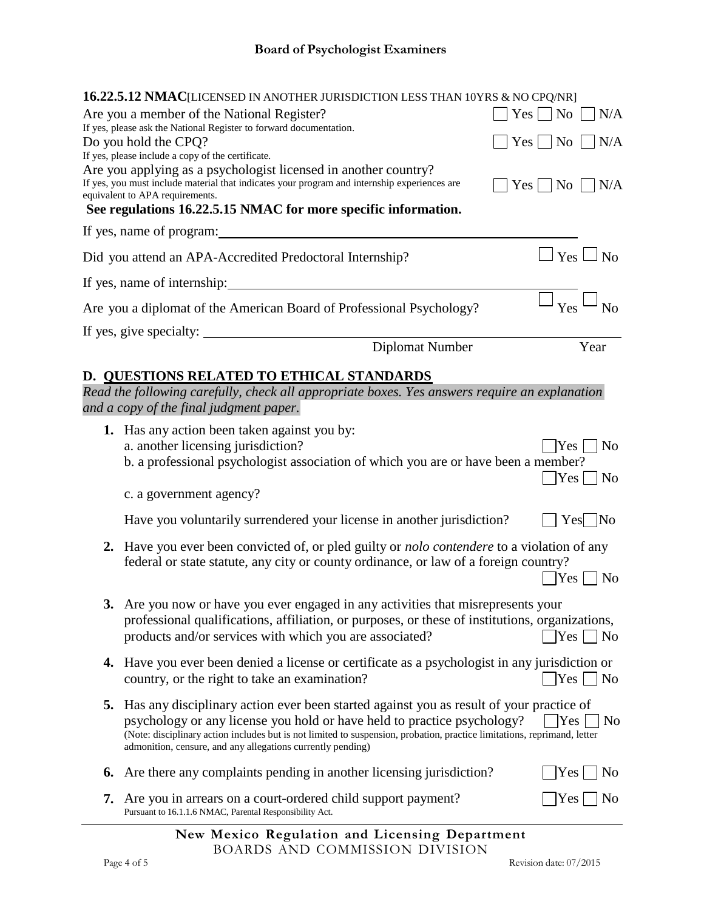**16.22.5.12 NMAC**[LICENSED IN ANOTHER JURISDICTION LESS THAN 10YRS & NO CPQ/NR]

Are you a member of the National Register? ☐ Yes ☐ No ☐ N/A
If yes, please ask the National Register to forward documentation.

Do you hold the CPQ? ☐ Yes ☐ No ☐ N/A
If yes, please include a copy of the certificate.

Are you applying as a psychologist licensed in another country? ☐ Yes ☐ No ☐ N/A
If yes, you must include material that indicates your program and internship experiences are equivalent to APA requirements.

**See regulations 16.22.5.15 NMAC for more specific information.**

If yes, name of program: ____________________

Did you attend an APA-Accredited Predoctoral Internship? ☐ Yes ☐ No

If yes, name of internship: ____________________

Are you a diplomat of the American Board of Professional Psychology? ☐ Yes ☐ No

If yes, give specialty: ____________________
Diplomat Number Year

## D. QUESTIONS RELATED TO ETHICAL STANDARDS

*Read the following carefully, check all appropriate boxes. Yes answers require an explanation and a copy of the final judgment paper.*

1. Has any action been taken against you by:
   a. another licensing jurisdiction? ☐ Yes ☐ No
   b. a professional psychologist association of which you are or have been a member? ☐ Yes ☐ No
   c. a government agency?

   Have you voluntarily surrendered your license in another jurisdiction? ☐ Yes ☐ No

2. Have you ever been convicted of, or pled guilty or *nolo contendere* to a violation of any federal or state statute, any city or county ordinance, or law of a foreign country? ☐ Yes ☐ No

3. Are you now or have you ever engaged in any activities that misrepresents your professional qualifications, affiliation, or purposes, or these of institutions, organizations, products and/or services with which you are associated? ☐ Yes ☐ No

4. Have you ever been denied a license or certificate as a psychologist in any jurisdiction or country, or the right to take an examination? ☐ Yes ☐ No

5. Has any disciplinary action ever been started against you as result of your practice of psychology or any license you hold or have held to practice psychology? ☐ Yes ☐ No
   (Note: disciplinary action includes but is not limited to suspension, probation, practice limitations, reprimand, letter admonition, censure, and any allegations currently pending)

6. Are there any complaints pending in another licensing jurisdiction? ☐ Yes ☐ No

7. Are you in arrears on a court-ordered child support payment? ☐ Yes ☐ No
   Pursuant to 16.1.1.6 NMAC, Parental Responsibility Act.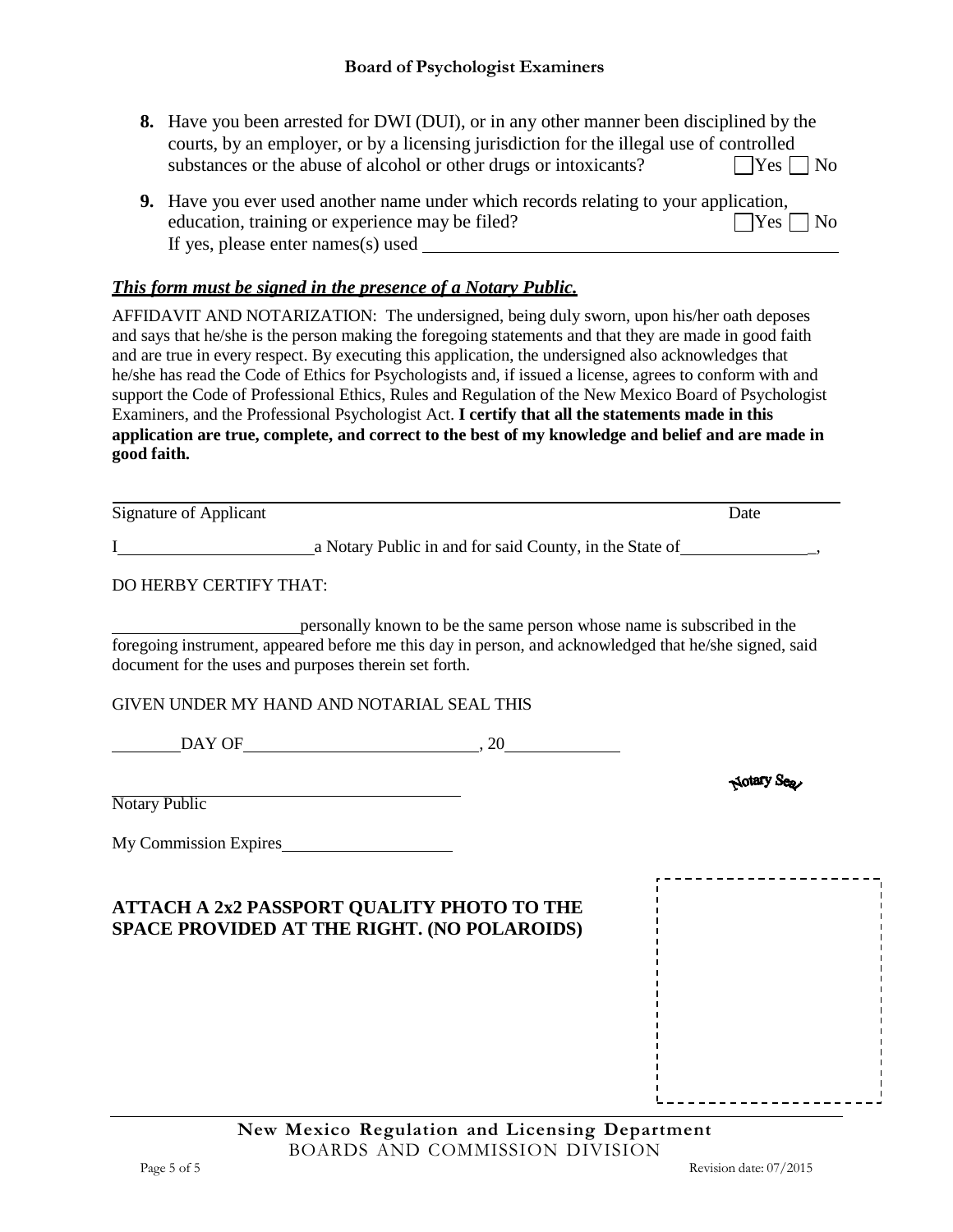**8.** Have you been arrested for DWI (DUI), or in any other manner been disciplined by the courts, by an employer, or by a licensing jurisdiction for the illegal use of controlled substances or the abuse of alcohol or other drugs or intoxicants? ☐ Yes ☐ No

**9.** Have you ever used another name under which records relating to your application, education, training or experience may be filed? ☐ Yes ☐ No
If yes, please enter names(s) used ______________________________

***<u>This form must be signed in the presence of a Notary Public.</u>***

AFFIDAVIT AND NOTARIZATION: The undersigned, being duly sworn, upon his/her oath deposes and says that he/she is the person making the foregoing statements and that they are made in good faith and are true in every respect. By executing this application, the undersigned also acknowledges that he/she has read the Code of Ethics for Psychologists and, if issued a license, agrees to conform with and support the Code of Professional Ethics, Rules and Regulation of the New Mexico Board of Psychologist Examiners, and the Professional Psychologist Act. **I certify that all the statements made in this application are true, complete, and correct to the best of my knowledge and belief and are made in good faith.**

______________________________________________________________________
Signature of Applicant Date

I______________________ a Notary Public in and for said County, in the State of_______________,

DO HERBY CERTIFY THAT:

______________________ personally known to be the same person whose name is subscribed in the foregoing instrument, appeared before me this day in person, and acknowledged that he/she signed, said document for the uses and purposes therein set forth.

GIVEN UNDER MY HAND AND NOTARIAL SEAL THIS

________ DAY OF ___________________________, 20_____________

Notary Seal

________________________________________
Notary Public

My Commission Expires____________________

**ATTACH A 2x2 PASSPORT QUALITY PHOTO TO THE SPACE PROVIDED AT THE RIGHT. (NO POLAROIDS)**

**New Mexico Regulation and Licensing Department**
BOARDS AND COMMISSION DIVISION

Revision date: 07/2015